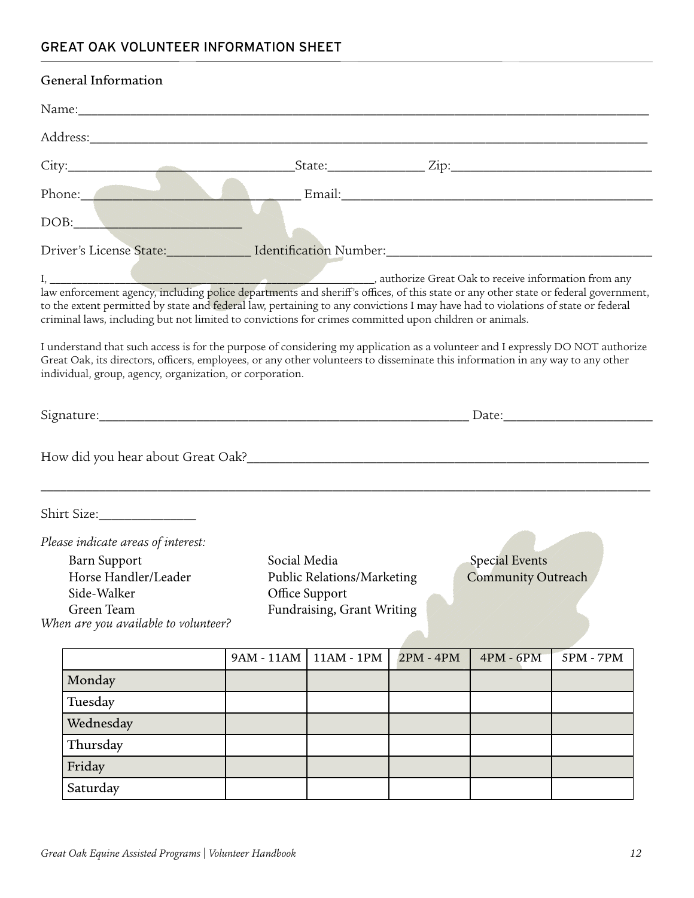## GREAT OAK VOLUNTEER INFORMATION SHEET

### General Information

Name:______________________________________________________________________________

Address:____________________________________________________________________________

City:_______________________________State:_____________ Zip:___________________________

Phone:_____________________________ Email:_________________________________________

DOB:_______________________

Driver's License State:___________ Identification Number:_____________________________________

I, _____________________________________________________, authorize Great Oak to receive information from any law enforcement agency, including police departments and sheriff's offices, of this state or any other state or federal government, to the extent permitted by state and federal law, pertaining to any convictions I may have had to violations of state or federal criminal laws, including but not limited to convictions for crimes committed upon children or animals.

I understand that such access is for the purpose of considering my application as a volunteer and I expressly DO NOT authorize Great Oak, its directors, officers, employees, or any other volunteers to disseminate this information in any way to any other individual, group, agency, organization, or corporation.

Signature:_______________________________________________________ Date:_____________________

How did you hear about Great Oak?_________________________________________________________

_____________________________________________________________________________________

Shirt Size:_____________

*Please indicate areas of interest:*

- Barn Support
- Horse Handler/Leader
- Side-Walker
- Green Team
- Social Media
- Public Relations/Marketing
- Office Support
- Fundraising, Grant Writing
- Special Events
- Community Outreach

*When are you available to volunteer?*

| | 9AM - 11AM | 11AM - 1PM | 2PM - 4PM | 4PM - 6PM | 5PM - 7PM |
|---|---|---|---|---|---|
| Monday | | | | | |
| Tuesday | | | | | |
| Wednesday | | | | | |
| Thursday | | | | | |
| Friday | | | | | |
| Saturday | | | | | |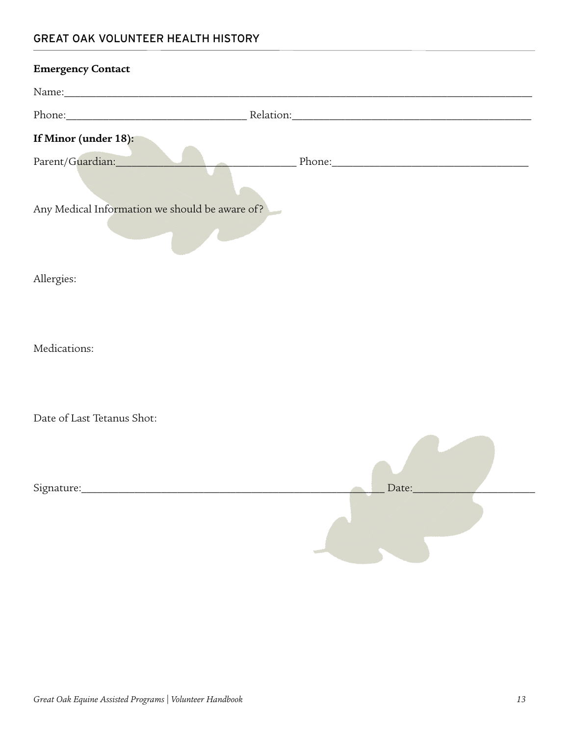## GREAT OAK VOLUNTEER HEALTH HISTORY

**Emergency Contact**

Name:\_\_\_\_\_\_\_\_\_\_\_\_\_\_\_\_\_\_\_\_\_\_\_\_\_\_\_\_\_\_\_\_\_\_\_\_\_\_\_\_\_\_\_\_\_\_\_\_\_\_\_\_\_\_\_\_\_\_\_\_\_\_\_\_\_\_\_\_\_\_

Phone:\_\_\_\_\_\_\_\_\_\_\_\_\_\_\_\_\_\_\_\_\_\_\_\_\_\_\_\_ Relation:\_\_\_\_\_\_\_\_\_\_\_\_\_\_\_\_\_\_\_\_\_\_\_\_\_\_\_\_\_\_\_\_\_\_

**If Minor (under 18):**

Parent/Guardian:\_\_\_\_\_\_\_\_\_\_\_\_\_\_\_\_\_\_\_\_\_\_\_\_\_\_\_\_ Phone:\_\_\_\_\_\_\_\_\_\_\_\_\_\_\_\_\_\_\_\_\_\_\_\_\_\_\_\_\_\_

Any Medical Information we should be aware of?

Allergies:

Medications:

Date of Last Tetanus Shot:

Signature:\_\_\_\_\_\_\_\_\_\_\_\_\_\_\_\_\_\_\_\_\_\_\_\_\_\_\_\_\_\_\_\_\_\_\_\_\_\_\_\_\_\_\_\_\_\_\_\_ Date:\_\_\_\_\_\_\_\_\_\_\_\_\_\_\_\_\_\_